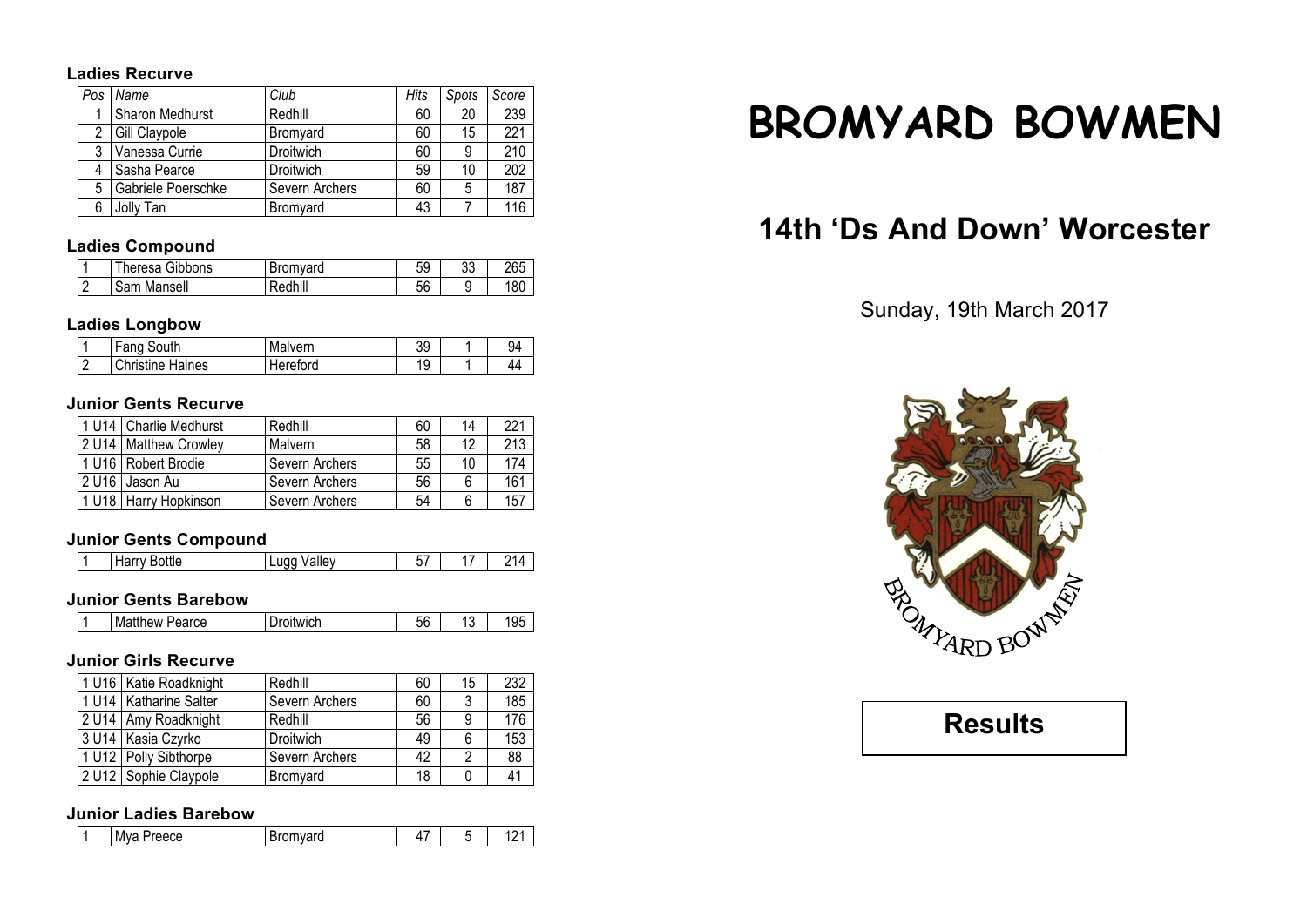### Ladies Recurve

| Pos | Name | Club | Hits | Spots | Score |
|---|---|---|---|---|---|
| 1 | Sharon Medhurst | Redhill | 60 | 20 | 239 |
| 2 | Gill Claypole | Bromyard | 60 | 15 | 221 |
| 3 | Vanessa Currie | Droitwich | 60 | 9 | 210 |
| 4 | Sasha Pearce | Droitwich | 59 | 10 | 202 |
| 5 | Gabriele Poerschke | Severn Archers | 60 | 5 | 187 |
| 6 | Jolly Tan | Bromyard | 43 | 7 | 116 |

### Ladies Compound

| | | | | | |
|---|---|---|---|---|---|
| 1 | Theresa Gibbons | Bromyard | 59 | 33 | 265 |
| 2 | Sam Mansell | Redhill | 56 | 9 | 180 |

### Ladies Longbow

| | | | | | |
|---|---|---|---|---|---|
| 1 | Fang South | Malvern | 39 | 1 | 94 |
| 2 | Christine Haines | Hereford | 19 | 1 | 44 |

### Junior Gents Recurve

| | | | | | |
|---|---|---|---|---|---|
| 1 U14 | Charlie Medhurst | Redhill | 60 | 14 | 221 |
| 2 U14 | Matthew Crowley | Malvern | 58 | 12 | 213 |
| 1 U16 | Robert Brodie | Severn Archers | 55 | 10 | 174 |
| 2 U16 | Jason Au | Severn Archers | 56 | 6 | 161 |
| 1 U18 | Harry Hopkinson | Severn Archers | 54 | 6 | 157 |

### Junior Gents Compound

| | | | | | |
|---|---|---|---|---|---|
| 1 | Harry Bottle | Lugg Valley | 57 | 17 | 214 |

### Junior Gents Barebow

| | | | | | |
|---|---|---|---|---|---|
| 1 | Matthew Pearce | Droitwich | 56 | 13 | 195 |

### Junior Girls Recurve

| | | | | | |
|---|---|---|---|---|---|
| 1 U16 | Katie Roadknight | Redhill | 60 | 15 | 232 |
| 1 U14 | Katharine Salter | Severn Archers | 60 | 3 | 185 |
| 2 U14 | Amy Roadknight | Redhill | 56 | 9 | 176 |
| 3 U14 | Kasia Czyrko | Droitwich | 49 | 6 | 153 |
| 1 U12 | Polly Sibthorpe | Severn Archers | 42 | 2 | 88 |
| 2 U12 | Sophie Claypole | Bromyard | 18 | 0 | 41 |

### Junior Ladies Barebow

| | | | | | |
|---|---|---|---|---|---|
| 1 | Mya Preece | Bromyard | 47 | 5 | 121 |

# BROMYARD BOWMEN

## 14th 'Ds And Down' Worcester

Sunday, 19th March 2017

BROMYARD BOWMEN

## Results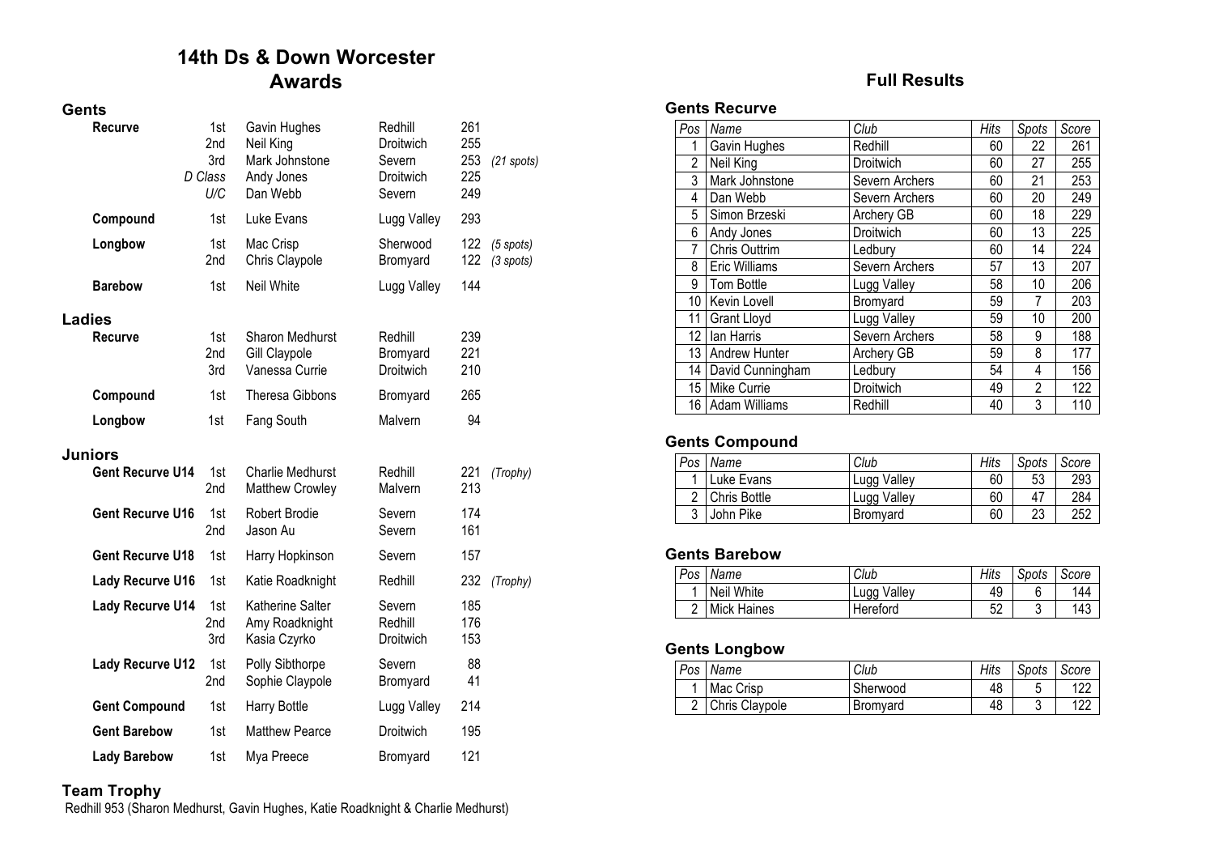# 14th Ds & Down Worcester Awards

## Gents

| | | | | | |
|---|---|---|---|---|---|
| **Recurve** | 1st | Gavin Hughes | Redhill | 261 | |
| | 2nd | Neil King | Droitwich | 255 | |
| | 3rd | Mark Johnstone | Severn | 253 | *(21 spots)* |
| | *D Class* | Andy Jones | Droitwich | 225 | |
| | *U/C* | Dan Webb | Severn | 249 | |
| **Compound** | 1st | Luke Evans | Lugg Valley | 293 | |
| **Longbow** | 1st | Mac Crisp | Sherwood | 122 | *(5 spots)* |
| | 2nd | Chris Claypole | Bromyard | 122 | *(3 spots)* |
| **Barebow** | 1st | Neil White | Lugg Valley | 144 | |

## Ladies

| | | | | |
|---|---|---|---|---|
| **Recurve** | 1st | Sharon Medhurst | Redhill | 239 |
| | 2nd | Gill Claypole | Bromyard | 221 |
| | 3rd | Vanessa Currie | Droitwich | 210 |
| **Compound** | 1st | Theresa Gibbons | Bromyard | 265 |
| **Longbow** | 1st | Fang South | Malvern | 94 |

## Juniors

| | | | | | |
|---|---|---|---|---|---|
| **Gent Recurve U14** | 1st | Charlie Medhurst | Redhill | 221 | *(Trophy)* |
| | 2nd | Matthew Crowley | Malvern | 213 | |
| **Gent Recurve U16** | 1st | Robert Brodie | Severn | 174 | |
| | 2nd | Jason Au | Severn | 161 | |
| **Gent Recurve U18** | 1st | Harry Hopkinson | Severn | 157 | |
| **Lady Recurve U16** | 1st | Katie Roadknight | Redhill | 232 | *(Trophy)* |
| **Lady Recurve U14** | 1st | Katherine Salter | Severn | 185 | |
| | 2nd | Amy Roadknight | Redhill | 176 | |
| | 3rd | Kasia Czyrko | Droitwich | 153 | |
| **Lady Recurve U12** | 1st | Polly Sibthorpe | Severn | 88 | |
| | 2nd | Sophie Claypole | Bromyard | 41 | |
| **Gent Compound** | 1st | Harry Bottle | Lugg Valley | 214 | |
| **Gent Barebow** | 1st | Matthew Pearce | Droitwich | 195 | |
| **Lady Barebow** | 1st | Mya Preece | Bromyard | 121 | |

## Team Trophy

Redhill 953 (Sharon Medhurst, Gavin Hughes, Katie Roadknight & Charlie Medhurst)

# Full Results

### Gents Recurve

| *Pos* | *Name* | *Club* | *Hits* | *Spots* | *Score* |
|---|---|---|---|---|---|
| 1 | Gavin Hughes | Redhill | 60 | 22 | 261 |
| 2 | Neil King | Droitwich | 60 | 27 | 255 |
| 3 | Mark Johnstone | Severn Archers | 60 | 21 | 253 |
| 4 | Dan Webb | Severn Archers | 60 | 20 | 249 |
| 5 | Simon Brzeski | Archery GB | 60 | 18 | 229 |
| 6 | Andy Jones | Droitwich | 60 | 13 | 225 |
| 7 | Chris Outtrim | Ledbury | 60 | 14 | 224 |
| 8 | Eric Williams | Severn Archers | 57 | 13 | 207 |
| 9 | Tom Bottle | Lugg Valley | 58 | 10 | 206 |
| 10 | Kevin Lovell | Bromyard | 59 | 7 | 203 |
| 11 | Grant Lloyd | Lugg Valley | 59 | 10 | 200 |
| 12 | Ian Harris | Severn Archers | 58 | 9 | 188 |
| 13 | Andrew Hunter | Archery GB | 59 | 8 | 177 |
| 14 | David Cunningham | Ledbury | 54 | 4 | 156 |
| 15 | Mike Currie | Droitwich | 49 | 2 | 122 |
| 16 | Adam Williams | Redhill | 40 | 3 | 110 |

### Gents Compound

| *Pos* | *Name* | *Club* | *Hits* | *Spots* | *Score* |
|---|---|---|---|---|---|
| 1 | Luke Evans | Lugg Valley | 60 | 53 | 293 |
| 2 | Chris Bottle | Lugg Valley | 60 | 47 | 284 |
| 3 | John Pike | Bromyard | 60 | 23 | 252 |

### Gents Barebow

| *Pos* | *Name* | *Club* | *Hits* | *Spots* | *Score* |
|---|---|---|---|---|---|
| 1 | Neil White | Lugg Valley | 49 | 6 | 144 |
| 2 | Mick Haines | Hereford | 52 | 3 | 143 |

### Gents Longbow

| *Pos* | *Name* | *Club* | *Hits* | *Spots* | *Score* |
|---|---|---|---|---|---|
| 1 | Mac Crisp | Sherwood | 48 | 5 | 122 |
| 2 | Chris Claypole | Bromyard | 48 | 3 | 122 |